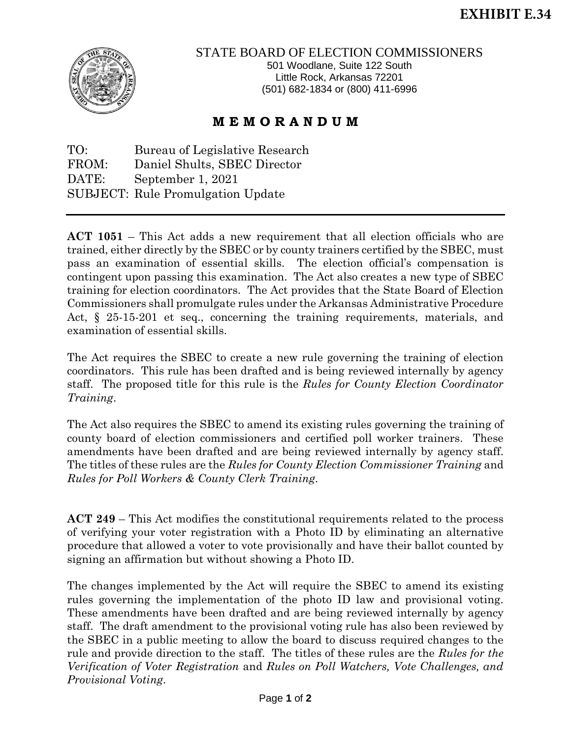**EXHIBIT E.34**

STATE BOARD OF ELECTION COMMISSIONERS
501 Woodlane, Suite 122 South
Little Rock, Arkansas 72201
(501) 682-1834 or (800) 411-6996

## M E M O R A N D U M

TO: Bureau of Legislative Research
FROM: Daniel Shults, SBEC Director
DATE: September 1, 2021
SUBJECT: Rule Promulgation Update

---

**ACT 1051** – This Act adds a new requirement that all election officials who are trained, either directly by the SBEC or by county trainers certified by the SBEC, must pass an examination of essential skills. The election official's compensation is contingent upon passing this examination. The Act also creates a new type of SBEC training for election coordinators. The Act provides that the State Board of Election Commissioners shall promulgate rules under the Arkansas Administrative Procedure Act, § 25-15-201 et seq., concerning the training requirements, materials, and examination of essential skills.

The Act requires the SBEC to create a new rule governing the training of election coordinators. This rule has been drafted and is being reviewed internally by agency staff. The proposed title for this rule is the *Rules for County Election Coordinator Training*.

The Act also requires the SBEC to amend its existing rules governing the training of county board of election commissioners and certified poll worker trainers. These amendments have been drafted and are being reviewed internally by agency staff. The titles of these rules are the *Rules for County Election Commissioner Training* and *Rules for Poll Workers & County Clerk Training*.

**ACT 249** – This Act modifies the constitutional requirements related to the process of verifying your voter registration with a Photo ID by eliminating an alternative procedure that allowed a voter to vote provisionally and have their ballot counted by signing an affirmation but without showing a Photo ID.

The changes implemented by the Act will require the SBEC to amend its existing rules governing the implementation of the photo ID law and provisional voting. These amendments have been drafted and are being reviewed internally by agency staff. The draft amendment to the provisional voting rule has also been reviewed by the SBEC in a public meeting to allow the board to discuss required changes to the rule and provide direction to the staff. The titles of these rules are the *Rules for the Verification of Voter Registration* and *Rules on Poll Watchers, Vote Challenges, and Provisional Voting*.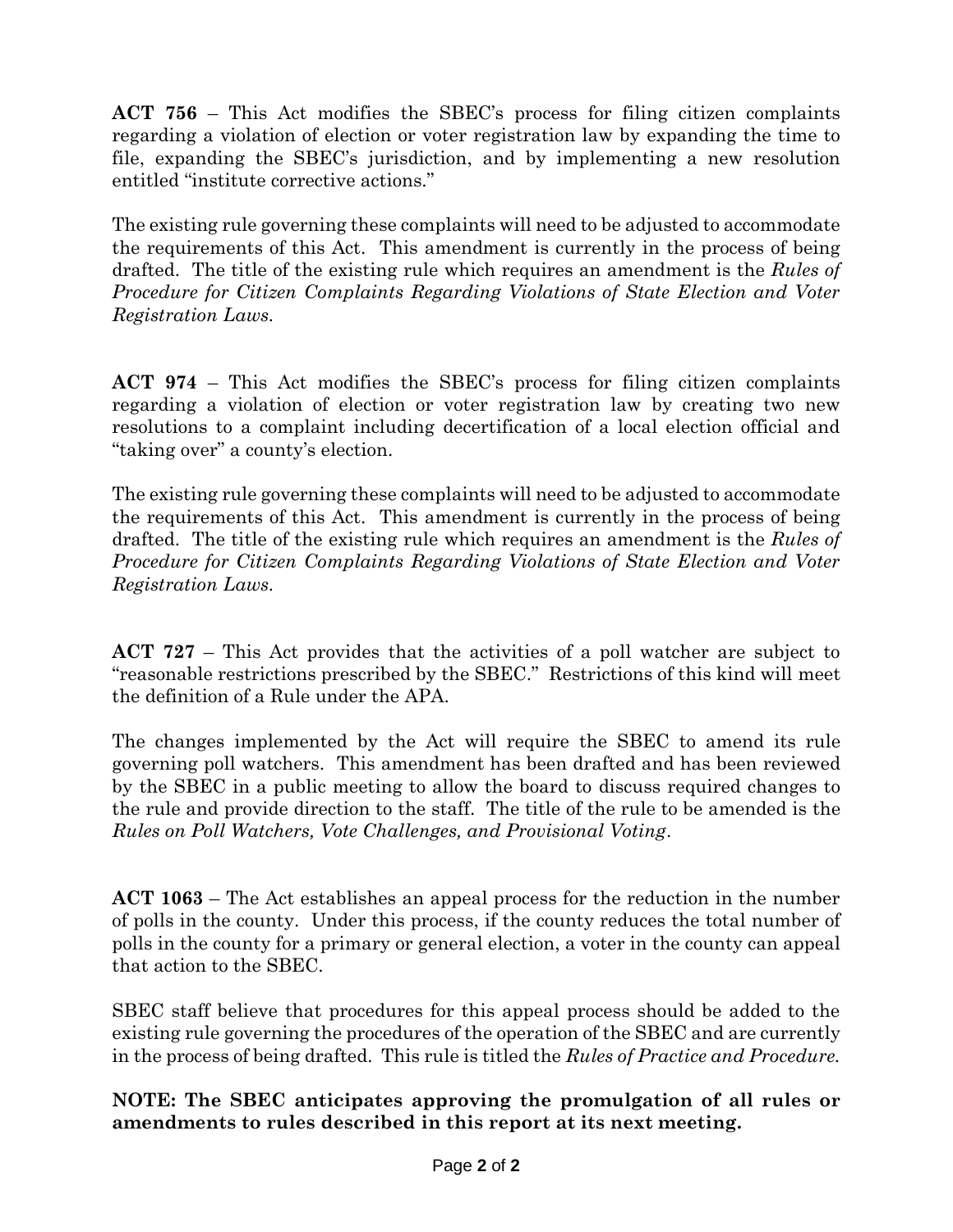**ACT 756** – This Act modifies the SBEC's process for filing citizen complaints regarding a violation of election or voter registration law by expanding the time to file, expanding the SBEC's jurisdiction, and by implementing a new resolution entitled "institute corrective actions."

The existing rule governing these complaints will need to be adjusted to accommodate the requirements of this Act. This amendment is currently in the process of being drafted. The title of the existing rule which requires an amendment is the *Rules of Procedure for Citizen Complaints Regarding Violations of State Election and Voter Registration Laws.*

**ACT 974** – This Act modifies the SBEC's process for filing citizen complaints regarding a violation of election or voter registration law by creating two new resolutions to a complaint including decertification of a local election official and "taking over" a county's election.

The existing rule governing these complaints will need to be adjusted to accommodate the requirements of this Act. This amendment is currently in the process of being drafted. The title of the existing rule which requires an amendment is the *Rules of Procedure for Citizen Complaints Regarding Violations of State Election and Voter Registration Laws.*

**ACT 727** – This Act provides that the activities of a poll watcher are subject to "reasonable restrictions prescribed by the SBEC." Restrictions of this kind will meet the definition of a Rule under the APA.

The changes implemented by the Act will require the SBEC to amend its rule governing poll watchers. This amendment has been drafted and has been reviewed by the SBEC in a public meeting to allow the board to discuss required changes to the rule and provide direction to the staff. The title of the rule to be amended is the *Rules on Poll Watchers, Vote Challenges, and Provisional Voting*.

**ACT 1063** – The Act establishes an appeal process for the reduction in the number of polls in the county. Under this process, if the county reduces the total number of polls in the county for a primary or general election, a voter in the county can appeal that action to the SBEC.

SBEC staff believe that procedures for this appeal process should be added to the existing rule governing the procedures of the operation of the SBEC and are currently in the process of being drafted. This rule is titled the *Rules of Practice and Procedure.*

**NOTE: The SBEC anticipates approving the promulgation of all rules or amendments to rules described in this report at its next meeting.**